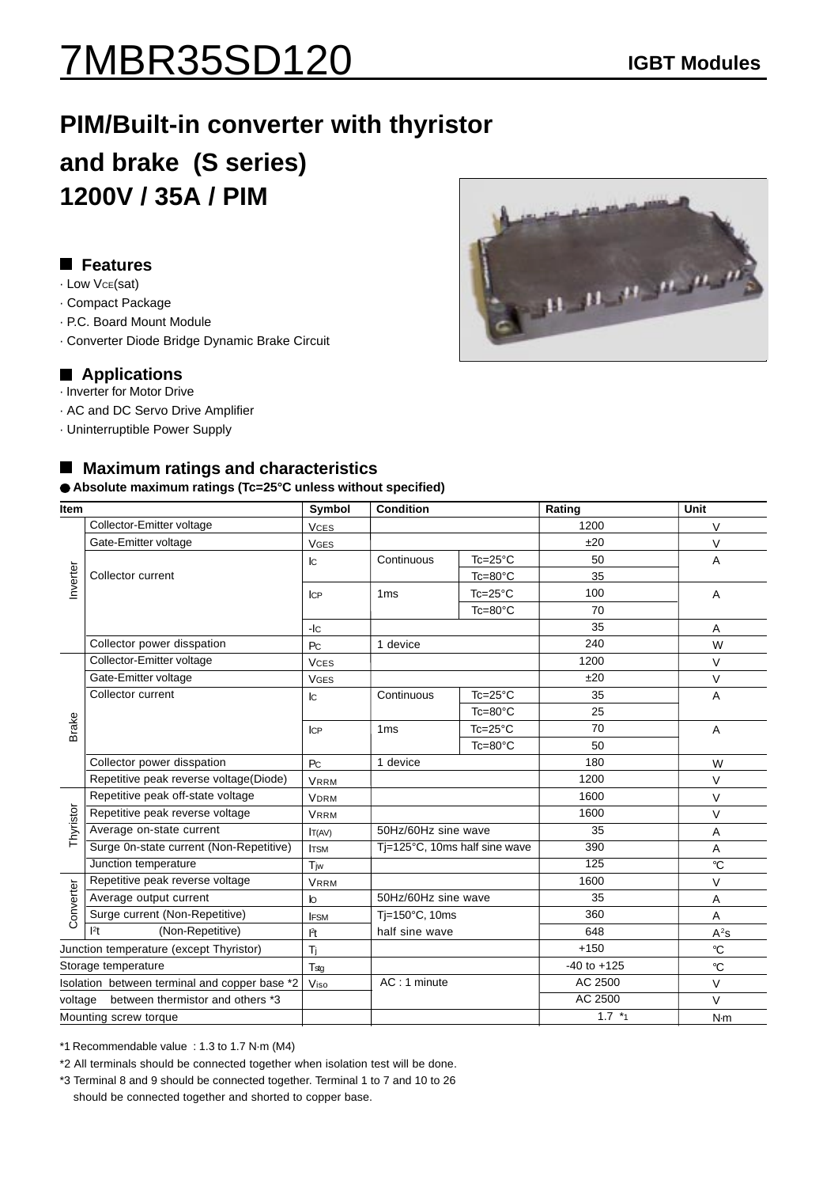# 7MBR35SD120

**IGBT Modules**

## PIM/Built-in converter with thyristor and brake (S series)

## 1200V / 35A / PIM

### Features

- · Low $V_{CE}$(sat)
- · Compact Package
- · P.C. Board Mount Module
- · Converter Diode Bridge Dynamic Brake Circuit

### Applications

- · Inverter for Motor Drive
- · AC and DC Servo Drive Amplifier
- · Uninterruptible Power Supply

### Maximum ratings and characteristics

**● Absolute maximum ratings (Tc=25°C unless without specified)**

| Item | | Symbol | Condition | | Rating | Unit |
|---|---|---|---|---|---|---|
| Inverter | Collector-Emitter voltage | $V_{CES}$ | | | 1200 | V |
| | Gate-Emitter voltage | $V_{GES}$ | | | ±20 | V |
| | Collector current | $I_C$ | Continuous | Tc=25°C | 50 | A |
| | | | | Tc=80°C | 35 | |
| | | $I_{CP}$ | 1ms | Tc=25°C | 100 | A |
| | | | | Tc=80°C | 70 | |
| | | $-I_C$ | | | 35 | A |
| | Collector power disspation | $P_C$ | 1 device | | 240 | W |
| Brake | Collector-Emitter voltage | $V_{CES}$ | | | 1200 | V |
| | Gate-Emitter voltage | $V_{GES}$ | | | ±20 | V |
| | Collector current | $I_C$ | Continuous | Tc=25°C | 35 | A |
| | | | | Tc=80°C | 25 | |
| | | $I_{CP}$ | 1ms | Tc=25°C | 70 | A |
| | | | | Tc=80°C | 50 | |
| | Collector power disspation | $P_C$ | 1 device | | 180 | W |
| | Repetitive peak reverse voltage(Diode) | $V_{RRM}$ | | | 1200 | V |
| Thyristor | Repetitive peak off-state voltage | $V_{DRM}$ | | | 1600 | V |
| | Repetitive peak reverse voltage | $V_{RRM}$ | | | 1600 | V |
| | Average on-state current | $I_{T(AV)}$ | 50Hz/60Hz sine wave | | 35 | A |
| | Surge 0n-state current (Non-Repetitive) | $I_{TSM}$ | Tj=125°C, 10ms half sine wave | | 390 | A |
| | Junction temperature | $T_{jw}$ | | | 125 | ℃ |
| Converter | Repetitive peak reverse voltage | $V_{RRM}$ | | | 1600 | V |
| | Average output current | $I_O$ | 50Hz/60Hz sine wave | | 35 | A |
| | Surge current (Non-Repetitive) | $I_{FSM}$ | Tj=150°C, 10ms half sine wave | | 360 | A |
| | $I^2t$ (Non-Repetitive) | $I^2t$ | | | 648 | $A^2s$ |
| Junction temperature (except Thyristor) | | $T_j$ | | | +150 | ℃ |
| Storage temperature | | $T_{stg}$ | | | -40 to +125 | ℃ |
| Isolation voltage | between terminal and copper base *2 | $V_{iso}$ | AC : 1 minute | | AC 2500 | V |
| | between thermistor and others *3 | | | | AC 2500 | V |
| Mounting screw torque | | | | | 1.7 *1 | N·m |

*1 Recommendable value : 1.3 to 1.7 N·m (M4)

*2 All terminals should be connected together when isolation test will be done.

*3 Terminal 8 and 9 should be connected together. Terminal 1 to 7 and 10 to 26 should be connected together and shorted to copper base.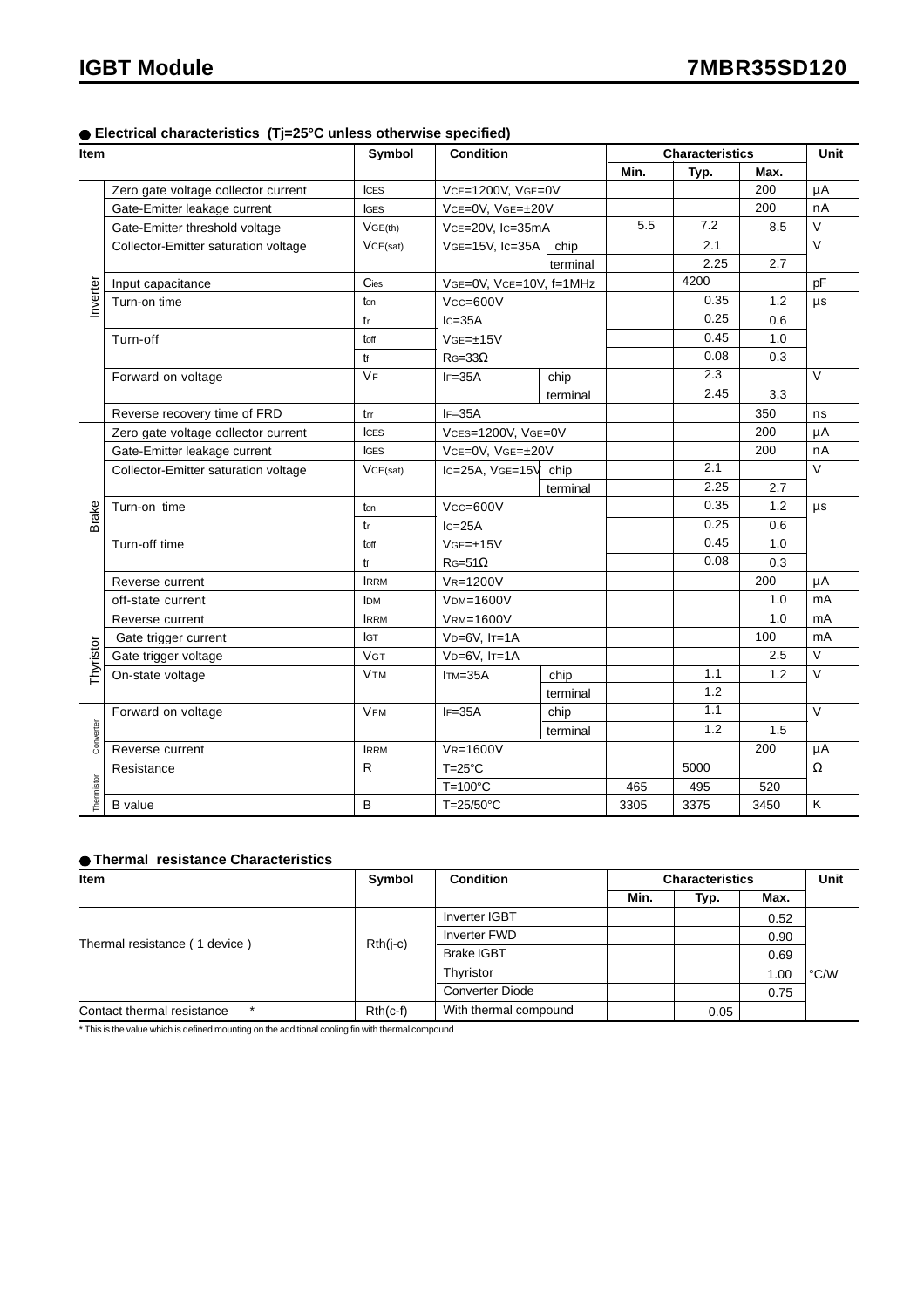## ● Electrical characteristics (Tj=25°C unless otherwise specified)

| Item | | Symbol | Condition | | Characteristics | | | Unit |
|---|---|---|---|---|---|---|---|---|
| | | | | | Min. | Typ. | Max. | |
| Inverter | Zero gate voltage collector current | $I_{CES}$ | $V_{CE}$=1200V, $V_{GE}$=0V | | | | 200 | µA |
| | Gate-Emitter leakage current | $I_{GES}$ | $V_{CE}$=0V, $V_{GE}$=±20V | | | | 200 | nA |
| | Gate-Emitter threshold voltage | $V_{GE(th)}$ | $V_{CE}$=20V, $I_C$=35mA | | 5.5 | 7.2 | 8.5 | V |
| | Collector-Emitter saturation voltage | $V_{CE(sat)}$ | $V_{GE}$=15V, $I_C$=35A | chip | | 2.1 | | V |
| | | | | terminal | | 2.25 | 2.7 | |
| | Input capacitance | $C_{ies}$ | $V_{GE}$=0V, $V_{CE}$=10V, f=1MHz | | | 4200 | | pF |
| | Turn-on time | $t_{on}$ | $V_{CC}$=600V | | | 0.35 | 1.2 | µs |
| | | $t_r$ | $I_C$=35A | | | 0.25 | 0.6 | |
| | Turn-off | $t_{off}$ | $V_{GE}$=±15V | | | 0.45 | 1.0 | |
| | | $t_f$ | $R_G$=33Ω | | | 0.08 | 0.3 | |
| | Forward on voltage | $V_F$ | $I_F$=35A | chip | | 2.3 | | V |
| | | | | terminal | | 2.45 | 3.3 | |
| | Reverse recovery time of FRD | $t_{rr}$ | $I_F$=35A | | | | 350 | ns |
| Brake | Zero gate voltage collector current | $I_{CES}$ | $V_{CES}$=1200V, $V_{GE}$=0V | | | | 200 | µA |
| | Gate-Emitter leakage current | $I_{GES}$ | $V_{CE}$=0V, $V_{GE}$=±20V | | | | 200 | nA |
| | Collector-Emitter saturation voltage | $V_{CE(sat)}$ | $I_C$=25A, $V_{GE}$=15V | chip | | 2.1 | | V |
| | | | | terminal | | 2.25 | 2.7 | |
| | Turn-on time | $t_{on}$ | $V_{CC}$=600V | | | 0.35 | 1.2 | µs |
| | | $t_r$ | $I_C$=25A | | | 0.25 | 0.6 | |
| | Turn-off time | $t_{off}$ | $V_{GE}$=±15V | | | 0.45 | 1.0 | |
| | | $t_f$ | $R_G$=51Ω | | | 0.08 | 0.3 | |
| | Reverse current | $I_{RRM}$ | $V_R$=1200V | | | | 200 | µA |
| | off-state current | $I_{DM}$ | $V_{DM}$=1600V | | | | 1.0 | mA |
| Thyristor | Reverse current | $I_{RRM}$ | $V_{RM}$=1600V | | | | 1.0 | mA |
| | Gate trigger current | $I_{GT}$ | $V_D$=6V, $I_T$=1A | | | | 100 | mA |
| | Gate trigger voltage | $V_{GT}$ | $V_D$=6V, $I_T$=1A | | | | 2.5 | V |
| | On-state voltage | $V_{TM}$ | $I_{TM}$=35A | chip | | 1.1 | 1.2 | V |
| | | | | terminal | | 1.2 | | |
| Converter | Forward on voltage | $V_{FM}$ | $I_F$=35A | chip | | 1.1 | | V |
| | | | | terminal | | 1.2 | 1.5 | |
| | Reverse current | $I_{RRM}$ | $V_R$=1600V | | | | 200 | µA |
| Thermistor | Resistance | R | T=25°C | | | 5000 | | Ω |
| | | | T=100°C | | 465 | 495 | 520 | |
| | B value | B | T=25/50°C | | 3305 | 3375 | 3450 | K |

## ● Thermal resistance Characteristics

| Item | Symbol | Condition | Characteristics | | | Unit |
|---|---|---|---|---|---|---|
| | | | Min. | Typ. | Max. | |
| Thermal resistance ( 1 device ) | $R_{th(j-c)}$ | Inverter IGBT | | | 0.52 | °C/W |
| | | Inverter FWD | | | 0.90 | |
| | | Brake IGBT | | | 0.69 | |
| | | Thyristor | | | 1.00 | |
| | | Converter Diode | | | 0.75 | |
| Contact thermal resistance * | $R_{th(c-f)}$ | With thermal compound | | 0.05 | | |

* This is the value which is defined mounting on the additional cooling fin with thermal compound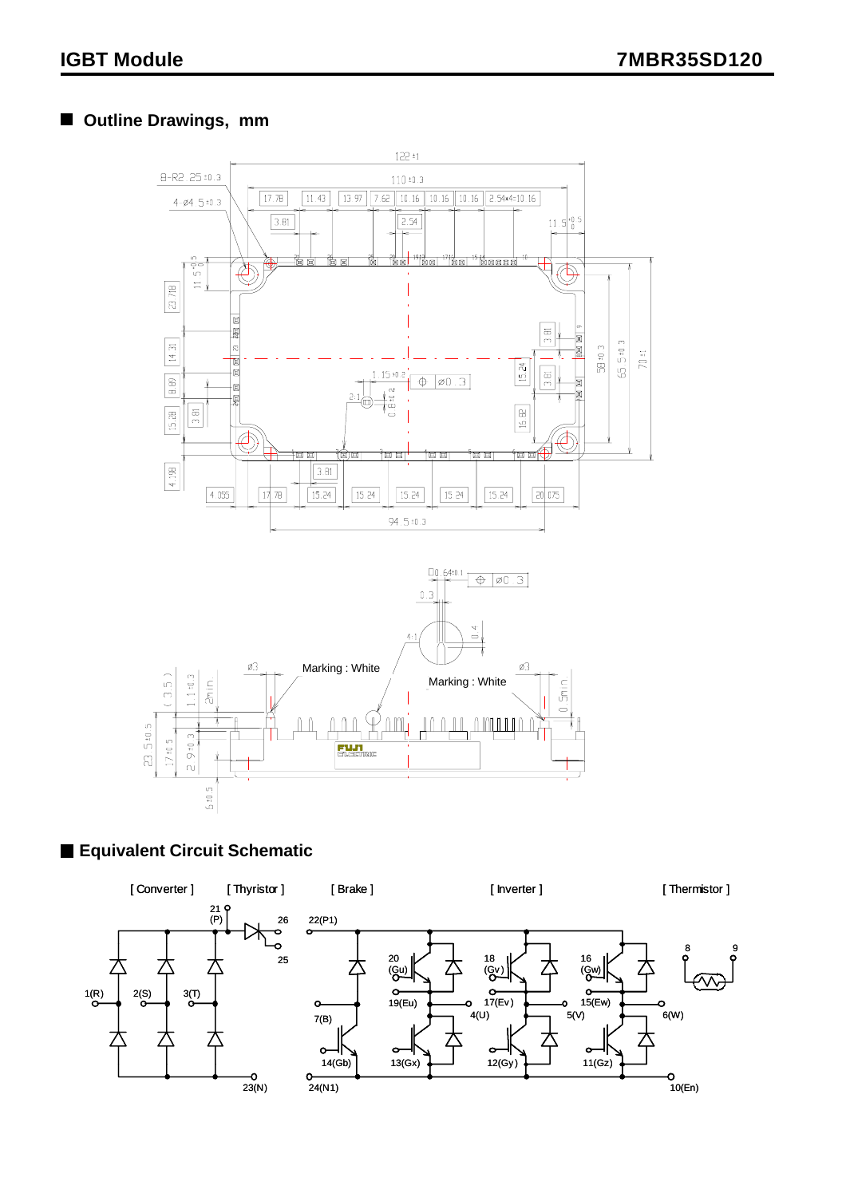## Outline Drawings, mm

122 ±1

110 ±0.3

8-R2.25 ±0.3

4-ø4.5 ±0.3

17.78 | 11.43 | 13.97 | 7.62 | 10.16 | 10.16 | 10.16 | 2.54*4=10.16

3.81

2.54

11.5 +0.5/0

11.5 +0.5/0

23.718

14.31

8.89

15.28

3.81

4.198

1.15 ±0.3

ø0.3

2:1

0.8 ±0.2

3.81

15.24

3.81

16.82

58 ±0.3

65.5 ±0.3

70 ±1

3.81

4.055 | 17.78 | 15.24 | 15.24 | 15.24 | 15.24 | 15.24 | 20.075

94.5 ±0.3

0.64 ±0.1

ø0.3

0.3

4:1

0.4

ø3

Marking : White

ø3

Marking : White

(3.5)

11 ±0.3

2min

0.5min

23.5 ±0.5

17 ±0.5

2.9 ±0.3

6 ±0.5

## Equivalent Circuit Schematic

[ Converter ]

[ Thyristor ]

[ Brake ]

[ Inverter ]

[ Thermistor ]

21 (P)

26

25

22(P1)

1(R)

2(S)

3(T)

23(N)

7(B)

14(Gb)

24(N1)

20 (Gu)

19(Eu)

13(Gx)

18 (Gv)

17(Ev)

4(U)

12(Gy)

16 (Gw)

15(Ew)

5(V)

11(Gz)

6(W)

10(En)

8

9